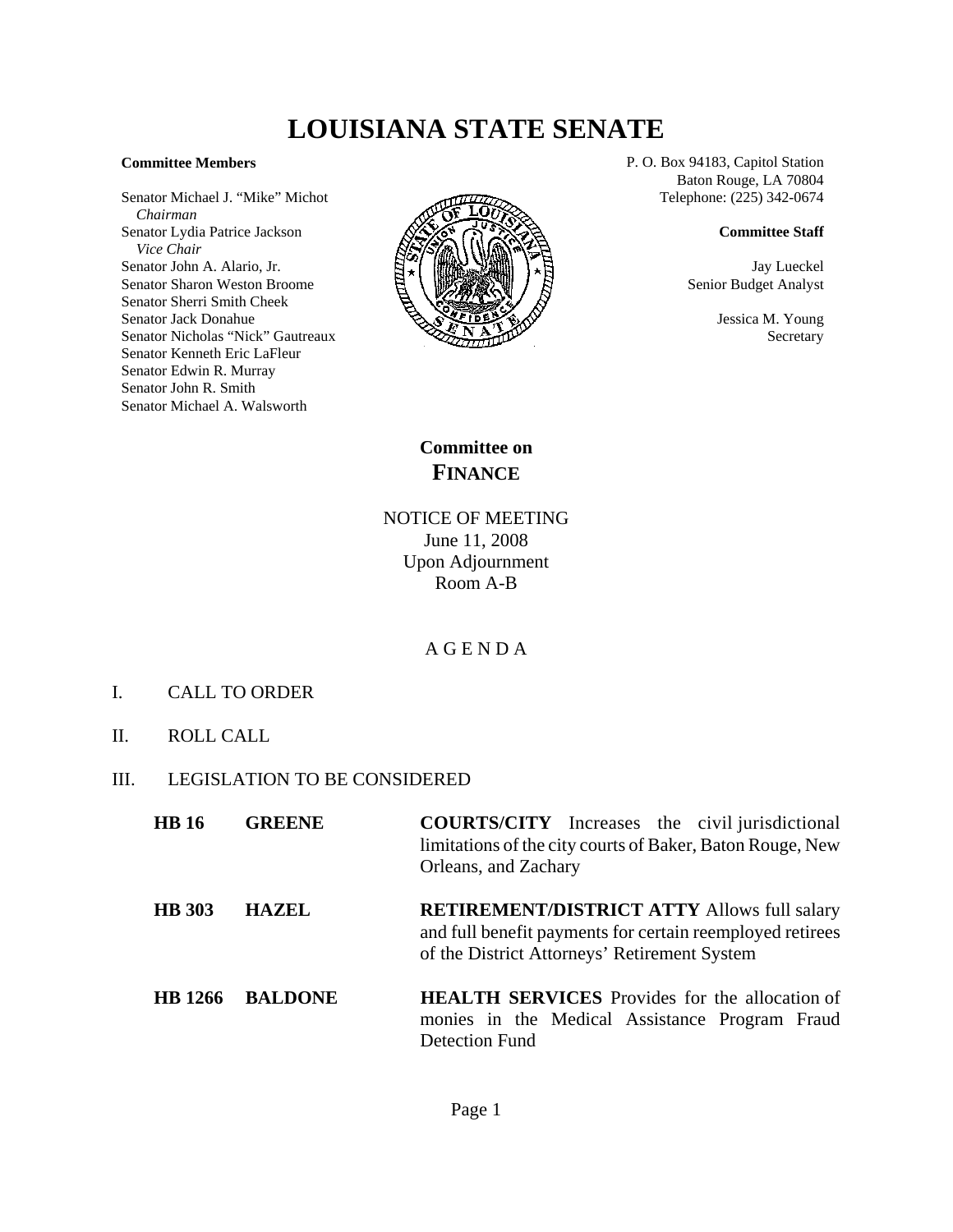# LOUISIANA STATE SENATE

**Committee Members**

Senator Michael J. "Mike" Michot
*Chairman*
Senator Lydia Patrice Jackson
*Vice Chair*
Senator John A. Alario, Jr.
Senator Sharon Weston Broome
Senator Sherri Smith Cheek
Senator Jack Donahue
Senator Nicholas "Nick" Gautreaux
Senator Kenneth Eric LaFleur
Senator Edwin R. Murray
Senator John R. Smith
Senator Michael A. Walsworth

P. O. Box 94183, Capitol Station
Baton Rouge, LA 70804
Telephone: (225) 342-0674

**Committee Staff**

Jay Lueckel
Senior Budget Analyst

Jessica M. Young
Secretary

## Committee on FINANCE

NOTICE OF MEETING
June 11, 2008
Upon Adjournment
Room A-B

A G E N D A

I. CALL TO ORDER

II. ROLL CALL

III. LEGISLATION TO BE CONSIDERED

| | | |
|---|---|---|
| **HB 16** | **GREENE** | **COURTS/CITY** Increases the civil jurisdictional limitations of the city courts of Baker, Baton Rouge, New Orleans, and Zachary |
| **HB 303** | **HAZEL** | **RETIREMENT/DISTRICT ATTY** Allows full salary and full benefit payments for certain reemployed retirees of the District Attorneys' Retirement System |
| **HB 1266** | **BALDONE** | **HEALTH SERVICES** Provides for the allocation of monies in the Medical Assistance Program Fraud Detection Fund |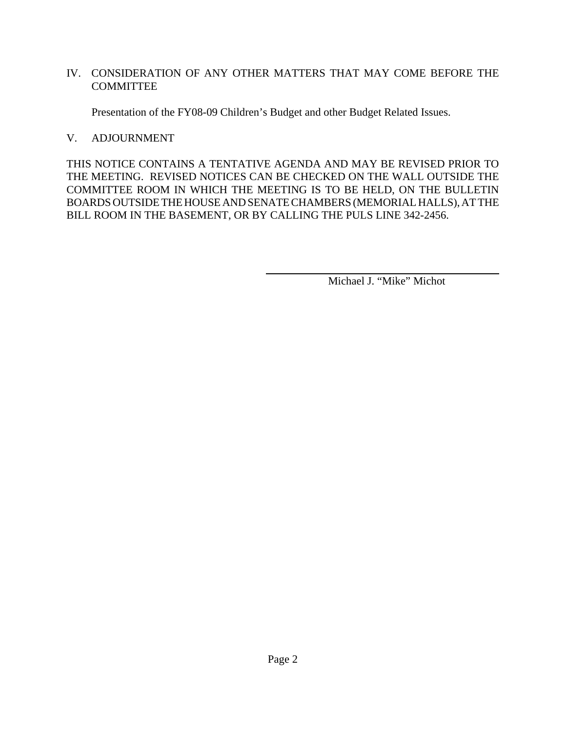IV. CONSIDERATION OF ANY OTHER MATTERS THAT MAY COME BEFORE THE COMMITTEE

Presentation of the FY08-09 Children's Budget and other Budget Related Issues.

V. ADJOURNMENT

THIS NOTICE CONTAINS A TENTATIVE AGENDA AND MAY BE REVISED PRIOR TO THE MEETING. REVISED NOTICES CAN BE CHECKED ON THE WALL OUTSIDE THE COMMITTEE ROOM IN WHICH THE MEETING IS TO BE HELD, ON THE BULLETIN BOARDS OUTSIDE THE HOUSE AND SENATE CHAMBERS (MEMORIAL HALLS), AT THE BILL ROOM IN THE BASEMENT, OR BY CALLING THE PULS LINE 342-2456.

\_\_\_\_\_\_\_\_\_\_\_\_\_\_\_\_\_\_\_\_\_\_\_\_\_\_\_\_\_\_\_\_\_\_\_\_

Michael J. "Mike" Michot